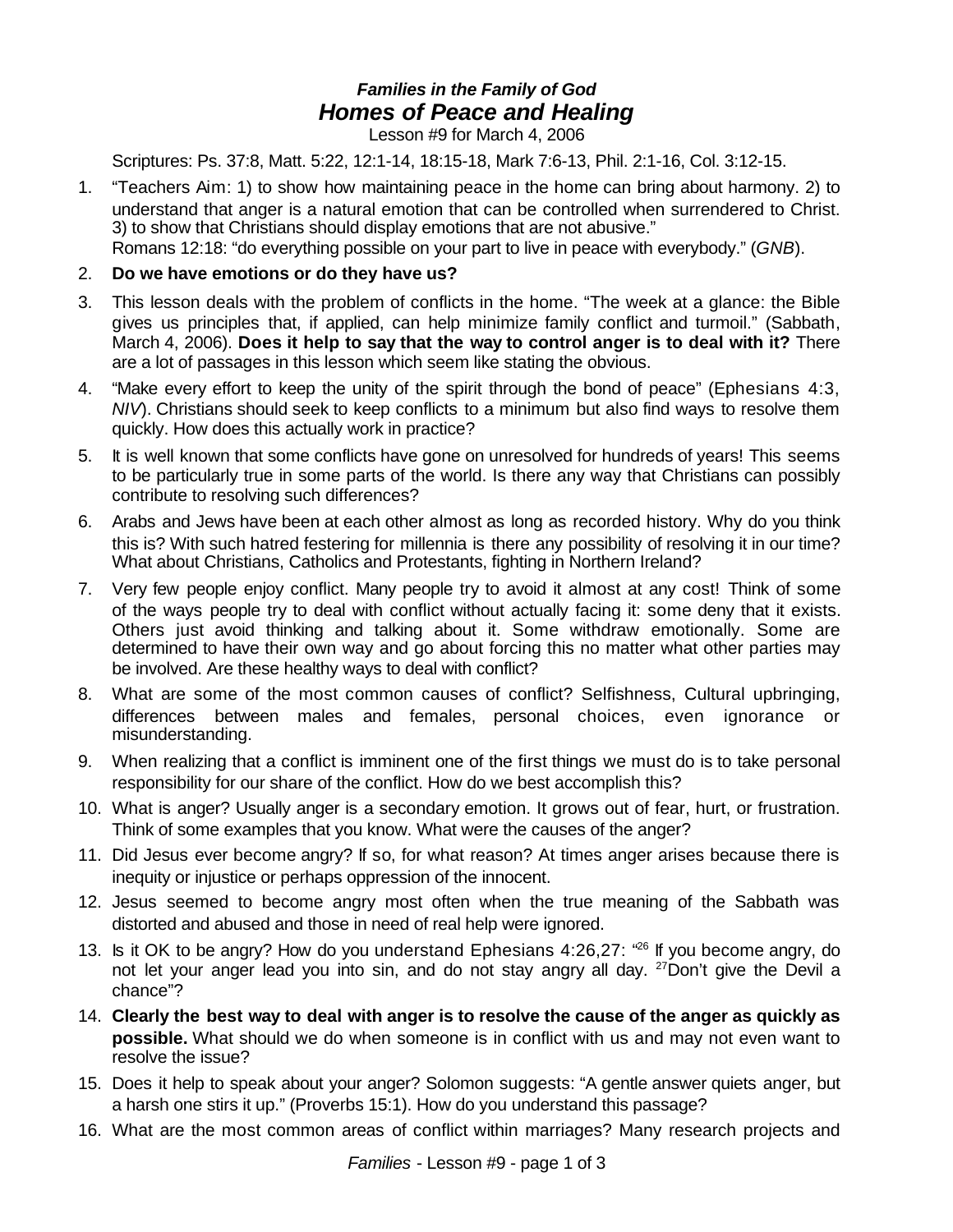***Families in the Family of God***

# ***Homes of Peace and Healing***

Lesson #9 for March 4, 2006

Scriptures: Ps. 37:8, Matt. 5:22, 12:1-14, 18:15-18, Mark 7:6-13, Phil. 2:1-16, Col. 3:12-15.

1. "Teachers Aim: 1) to show how maintaining peace in the home can bring about harmony. 2) to understand that anger is a natural emotion that can be controlled when surrendered to Christ. 3) to show that Christians should display emotions that are not abusive."
   Romans 12:18: "do everything possible on your part to live in peace with everybody." (*GNB*).
2. **Do we have emotions or do they have us?**
3. This lesson deals with the problem of conflicts in the home. "The week at a glance: the Bible gives us principles that, if applied, can help minimize family conflict and turmoil." (Sabbath, March 4, 2006). **Does it help to say that the way to control anger is to deal with it?** There are a lot of passages in this lesson which seem like stating the obvious.
4. "Make every effort to keep the unity of the spirit through the bond of peace" (Ephesians 4:3, *NIV*). Christians should seek to keep conflicts to a minimum but also find ways to resolve them quickly. How does this actually work in practice?
5. It is well known that some conflicts have gone on unresolved for hundreds of years! This seems to be particularly true in some parts of the world. Is there any way that Christians can possibly contribute to resolving such differences?
6. Arabs and Jews have been at each other almost as long as recorded history. Why do you think this is? With such hatred festering for millennia is there any possibility of resolving it in our time? What about Christians, Catholics and Protestants, fighting in Northern Ireland?
7. Very few people enjoy conflict. Many people try to avoid it almost at any cost! Think of some of the ways people try to deal with conflict without actually facing it: some deny that it exists. Others just avoid thinking and talking about it. Some withdraw emotionally. Some are determined to have their own way and go about forcing this no matter what other parties may be involved. Are these healthy ways to deal with conflict?
8. What are some of the most common causes of conflict? Selfishness, Cultural upbringing, differences between males and females, personal choices, even ignorance or misunderstanding.
9. When realizing that a conflict is imminent one of the first things we must do is to take personal responsibility for our share of the conflict. How do we best accomplish this?
10. What is anger? Usually anger is a secondary emotion. It grows out of fear, hurt, or frustration. Think of some examples that you know. What were the causes of the anger?
11. Did Jesus ever become angry? If so, for what reason? At times anger arises because there is inequity or injustice or perhaps oppression of the innocent.
12. Jesus seemed to become angry most often when the true meaning of the Sabbath was distorted and abused and those in need of real help were ignored.
13. Is it OK to be angry? How do you understand Ephesians 4:26,27: "[26] If you become angry, do not let your anger lead you into sin, and do not stay angry all day. [27]Don't give the Devil a chance"?
14. **Clearly the best way to deal with anger is to resolve the cause of the anger as quickly as possible.** What should we do when someone is in conflict with us and may not even want to resolve the issue?
15. Does it help to speak about your anger? Solomon suggests: "A gentle answer quiets anger, but a harsh one stirs it up." (Proverbs 15:1). How do you understand this passage?
16. What are the most common areas of conflict within marriages? Many research projects and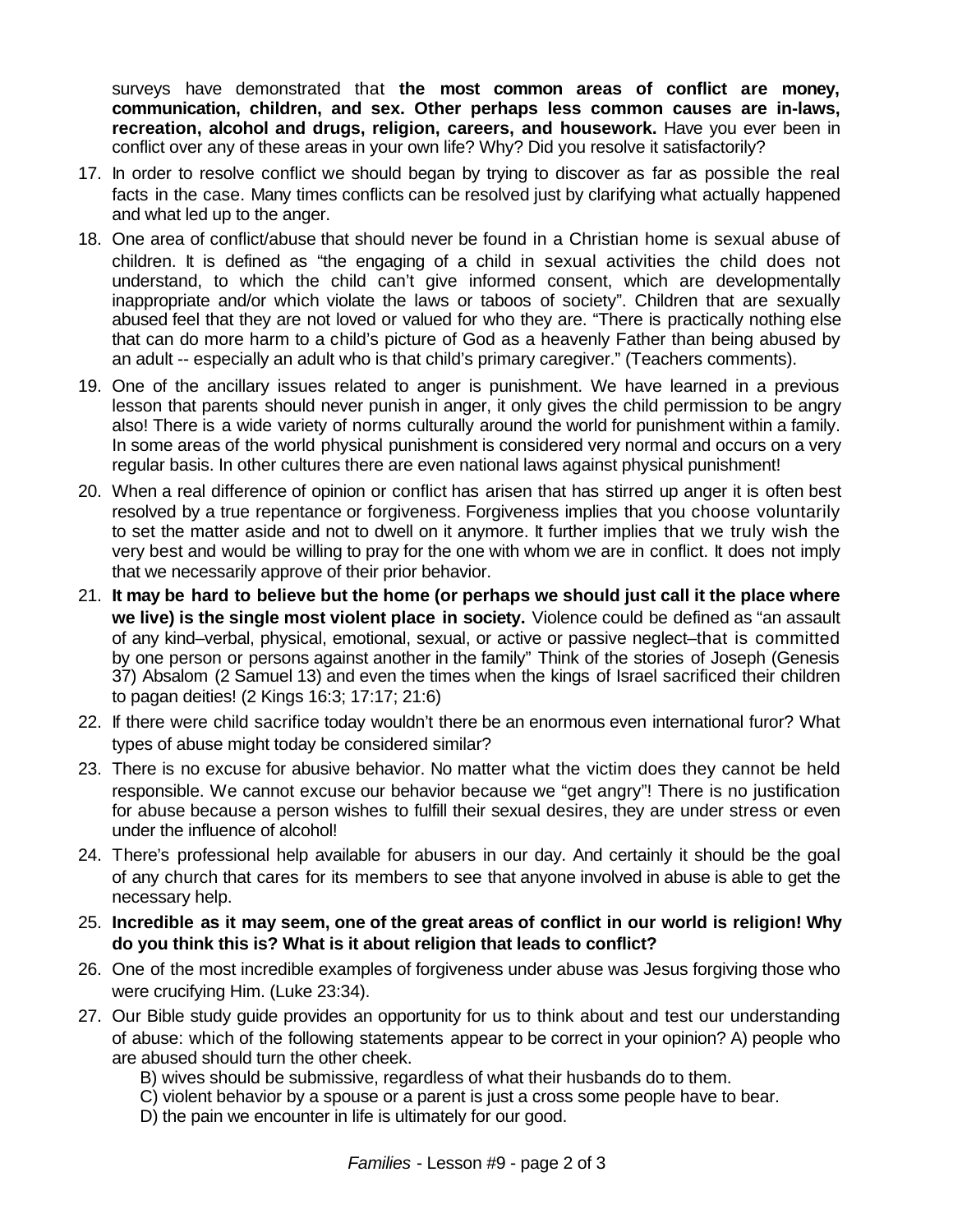surveys have demonstrated that **the most common areas of conflict are money, communication, children, and sex. Other perhaps less common causes are in-laws, recreation, alcohol and drugs, religion, careers, and housework.** Have you ever been in conflict over any of these areas in your own life? Why? Did you resolve it satisfactorily?

17. In order to resolve conflict we should began by trying to discover as far as possible the real facts in the case. Many times conflicts can be resolved just by clarifying what actually happened and what led up to the anger.
18. One area of conflict/abuse that should never be found in a Christian home is sexual abuse of children. It is defined as "the engaging of a child in sexual activities the child does not understand, to which the child can't give informed consent, which are developmentally inappropriate and/or which violate the laws or taboos of society". Children that are sexually abused feel that they are not loved or valued for who they are. "There is practically nothing else that can do more harm to a child's picture of God as a heavenly Father than being abused by an adult -- especially an adult who is that child's primary caregiver." (Teachers comments).
19. One of the ancillary issues related to anger is punishment. We have learned in a previous lesson that parents should never punish in anger, it only gives the child permission to be angry also! There is a wide variety of norms culturally around the world for punishment within a family. In some areas of the world physical punishment is considered very normal and occurs on a very regular basis. In other cultures there are even national laws against physical punishment!
20. When a real difference of opinion or conflict has arisen that has stirred up anger it is often best resolved by a true repentance or forgiveness. Forgiveness implies that you choose voluntarily to set the matter aside and not to dwell on it anymore. It further implies that we truly wish the very best and would be willing to pray for the one with whom we are in conflict. It does not imply that we necessarily approve of their prior behavior.
21. **It may be hard to believe but the home (or perhaps we should just call it the place where we live) is the single most violent place in society.** Violence could be defined as "an assault of any kind–verbal, physical, emotional, sexual, or active or passive neglect–that is committed by one person or persons against another in the family" Think of the stories of Joseph (Genesis 37) Absalom (2 Samuel 13) and even the times when the kings of Israel sacrificed their children to pagan deities! (2 Kings 16:3; 17:17; 21:6)
22. If there were child sacrifice today wouldn't there be an enormous even international furor? What types of abuse might today be considered similar?
23. There is no excuse for abusive behavior. No matter what the victim does they cannot be held responsible. We cannot excuse our behavior because we "get angry"! There is no justification for abuse because a person wishes to fulfill their sexual desires, they are under stress or even under the influence of alcohol!
24. There's professional help available for abusers in our day. And certainly it should be the goal of any church that cares for its members to see that anyone involved in abuse is able to get the necessary help.
25. **Incredible as it may seem, one of the great areas of conflict in our world is religion! Why do you think this is? What is it about religion that leads to conflict?**
26. One of the most incredible examples of forgiveness under abuse was Jesus forgiving those who were crucifying Him. (Luke 23:34).
27. Our Bible study guide provides an opportunity for us to think about and test our understanding of abuse: which of the following statements appear to be correct in your opinion? A) people who are abused should turn the other cheek.

    B) wives should be submissive, regardless of what their husbands do to them.

    C) violent behavior by a spouse or a parent is just a cross some people have to bear.

    D) the pain we encounter in life is ultimately for our good.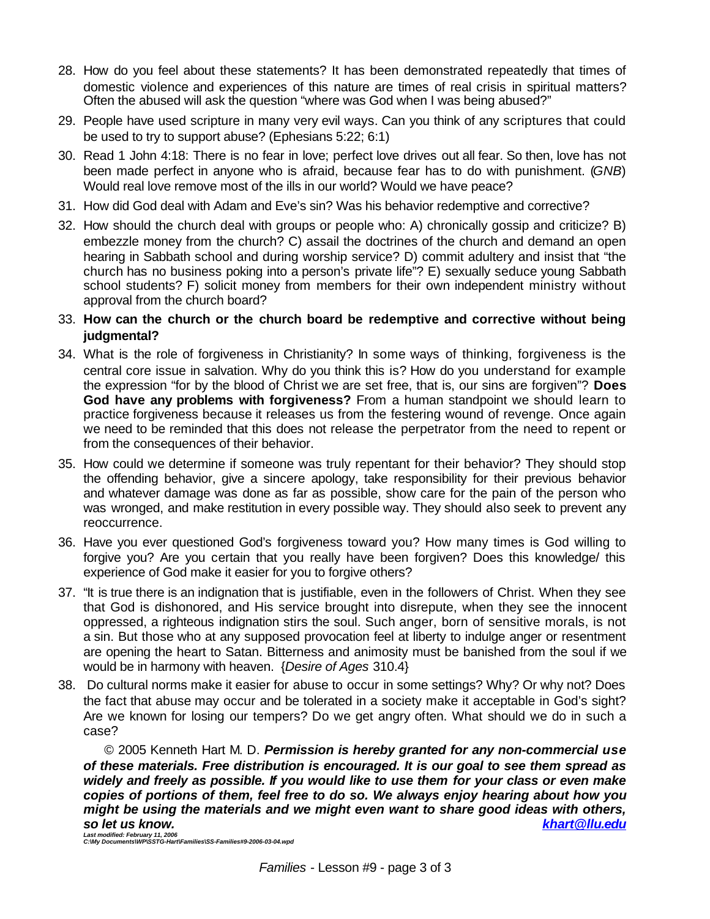28. How do you feel about these statements? It has been demonstrated repeatedly that times of domestic violence and experiences of this nature are times of real crisis in spiritual matters? Often the abused will ask the question "where was God when I was being abused?"

29. People have used scripture in many very evil ways. Can you think of any scriptures that could be used to try to support abuse? (Ephesians 5:22; 6:1)

30. Read 1 John 4:18: There is no fear in love; perfect love drives out all fear. So then, love has not been made perfect in anyone who is afraid, because fear has to do with punishment. (*GNB*) Would real love remove most of the ills in our world? Would we have peace?

31. How did God deal with Adam and Eve's sin? Was his behavior redemptive and corrective?

32. How should the church deal with groups or people who: A) chronically gossip and criticize? B) embezzle money from the church? C) assail the doctrines of the church and demand an open hearing in Sabbath school and during worship service? D) commit adultery and insist that "the church has no business poking into a person's private life"? E) sexually seduce young Sabbath school students? F) solicit money from members for their own independent ministry without approval from the church board?

33. **How can the church or the church board be redemptive and corrective without being judgmental?**

34. What is the role of forgiveness in Christianity? In some ways of thinking, forgiveness is the central core issue in salvation. Why do you think this is? How do you understand for example the expression "for by the blood of Christ we are set free, that is, our sins are forgiven"? **Does God have any problems with forgiveness?** From a human standpoint we should learn to practice forgiveness because it releases us from the festering wound of revenge. Once again we need to be reminded that this does not release the perpetrator from the need to repent or from the consequences of their behavior.

35. How could we determine if someone was truly repentant for their behavior? They should stop the offending behavior, give a sincere apology, take responsibility for their previous behavior and whatever damage was done as far as possible, show care for the pain of the person who was wronged, and make restitution in every possible way. They should also seek to prevent any reoccurrence.

36. Have you ever questioned God's forgiveness toward you? How many times is God willing to forgive you? Are you certain that you really have been forgiven? Does this knowledge/ this experience of God make it easier for you to forgive others?

37. "It is true there is an indignation that is justifiable, even in the followers of Christ. When they see that God is dishonored, and His service brought into disrepute, when they see the innocent oppressed, a righteous indignation stirs the soul. Such anger, born of sensitive morals, is not a sin. But those who at any supposed provocation feel at liberty to indulge anger or resentment are opening the heart to Satan. Bitterness and animosity must be banished from the soul if we would be in harmony with heaven. {*Desire of Ages* 310.4}

38. Do cultural norms make it easier for abuse to occur in some settings? Why? Or why not? Does the fact that abuse may occur and be tolerated in a society make it acceptable in God's sight? Are we known for losing our tempers? Do we get angry often. What should we do in such a case?

© 2005 Kenneth Hart M. D. ***Permission is hereby granted for any non-commercial use of these materials. Free distribution is encouraged. It is our goal to see them spread as widely and freely as possible. If you would like to use them for your class or even make copies of portions of them, feel free to do so. We always enjoy hearing about how you might be using the materials and we might even want to share good ideas with others, so let us know.*** ***khart@llu.edu***

***Last modified: February 11, 2006***
***C:\My Documents\WP\SSTG-Hart\Families\SS-Families#9-2006-03-04.wpd***